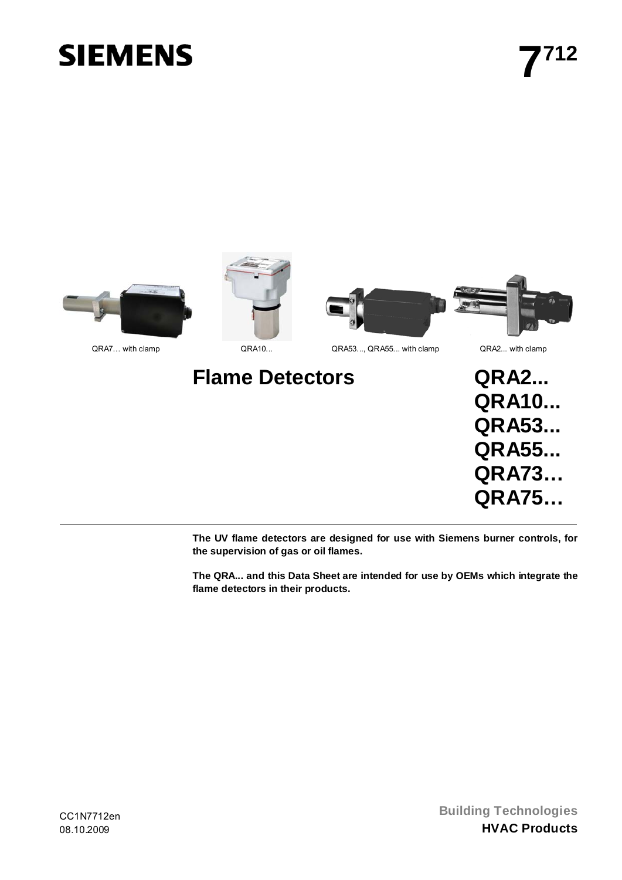# SIEMENS

7712

QRA7… with clamp

QRA10...

QRA53..., QRA55... with clamp

QRA2... with clamp

# Flame Detectors

# QRA2...
# QRA10...
# QRA53...
# QRA55...
# QRA73…
# QRA75…

**The UV flame detectors are designed for use with Siemens burner controls, for the supervision of gas or oil flames.**

**The QRA... and this Data Sheet are intended for use by OEMs which integrate the flame detectors in their products.**

CC1N7712en
08.10.2009

**Building Technologies**
**HVAC Products**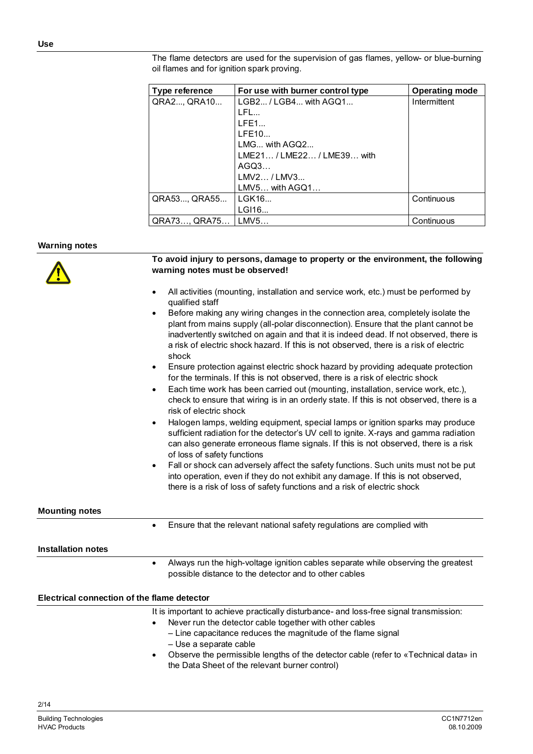## Use

The flame detectors are used for the supervision of gas flames, yellow- or blue-burning oil flames and for ignition spark proving.

| Type reference | For use with burner control type | Operating mode |
|---|---|---|
| QRA2..., QRA10... | LGB2... / LGB4... with AGQ1...<br>LFL...<br>LFE1...<br>LFE10...<br>LMG... with AGQ2...<br>LME21… / LME22… / LME39… with AGQ3…<br>LMV2… / LMV3...<br>LMV5… with AGQ1… | Intermittent |
| QRA53..., QRA55... | LGK16...<br>LGI16... | Continuous |
| QRA73…, QRA75… | LMV5… | Continuous |

## Warning notes

**To avoid injury to persons, damage to property or the environment, the following warning notes must be observed!**

- All activities (mounting, installation and service work, etc.) must be performed by qualified staff
- Before making any wiring changes in the connection area, completely isolate the plant from mains supply (all-polar disconnection). Ensure that the plant cannot be inadvertently switched on again and that it is indeed dead. If not observed, there is a risk of electric shock hazard. If this is not observed, there is a risk of electric shock
- Ensure protection against electric shock hazard by providing adequate protection for the terminals. If this is not observed, there is a risk of electric shock
- Each time work has been carried out (mounting, installation, service work, etc.), check to ensure that wiring is in an orderly state. If this is not observed, there is a risk of electric shock
- Halogen lamps, welding equipment, special lamps or ignition sparks may produce sufficient radiation for the detector's UV cell to ignite. X-rays and gamma radiation can also generate erroneous flame signals. If this is not observed, there is a risk of loss of safety functions
- Fall or shock can adversely affect the safety functions. Such units must not be put into operation, even if they do not exhibit any damage. If this is not observed, there is a risk of loss of safety functions and a risk of electric shock

## Mounting notes

- Ensure that the relevant national safety regulations are complied with

## Installation notes

- Always run the high-voltage ignition cables separate while observing the greatest possible distance to the detector and to other cables

## Electrical connection of the flame detector

It is important to achieve practically disturbance- and loss-free signal transmission:

- Never run the detector cable together with other cables
  - – Line capacitance reduces the magnitude of the flame signal
  - – Use a separate cable
- Observe the permissible lengths of the detector cable (refer to «Technical data» in the Data Sheet of the relevant burner control)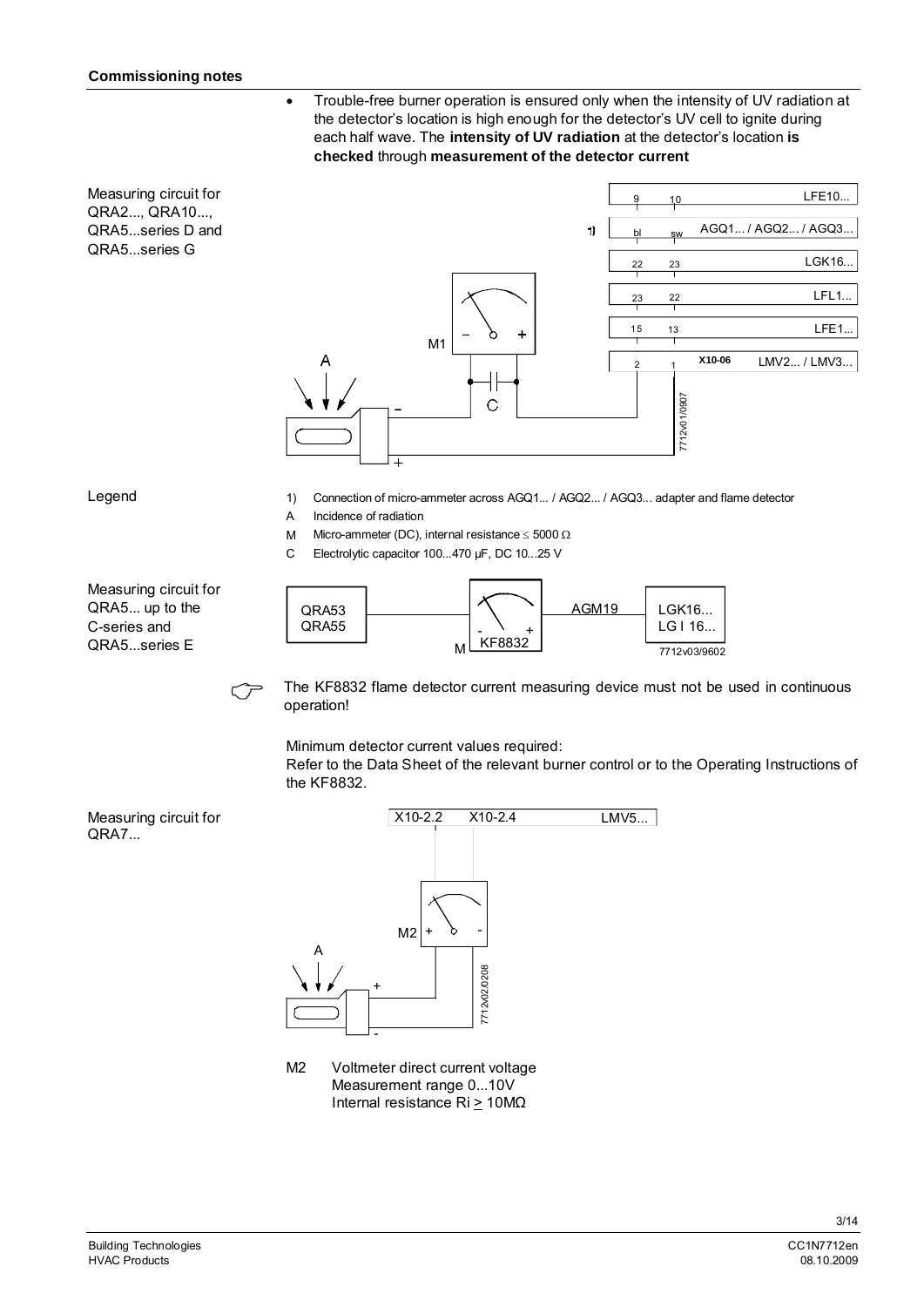**Commissioning notes**

- Trouble-free burner operation is ensured only when the intensity of UV radiation at the detector's location is high enough for the detector's UV cell to ignite during each half wave. The **intensity of UV radiation** at the detector's location **is checked** through **measurement of the detector current**

Measuring circuit for QRA2..., QRA10..., QRA5...series D and QRA5...series G

Legend

1) Connection of micro-ammeter across AGQ1... / AGQ2... / AGQ3... adapter and flame detector

A Incidence of radiation

M Micro-ammeter (DC), internal resistance ≤ 5000 Ω

C Electrolytic capacitor 100...470 µF, DC 10...25 V

Measuring circuit for QRA5... up to the C-series and QRA5...series E

The KF8832 flame detector current measuring device must not be used in continuous operation!

Minimum detector current values required:
Refer to the Data Sheet of the relevant burner control or to the Operating Instructions of the KF8832.

Measuring circuit for QRA7...

M2 Voltmeter direct current voltage
Measurement range 0...10V
Internal resistance Ri ≥ 10MΩ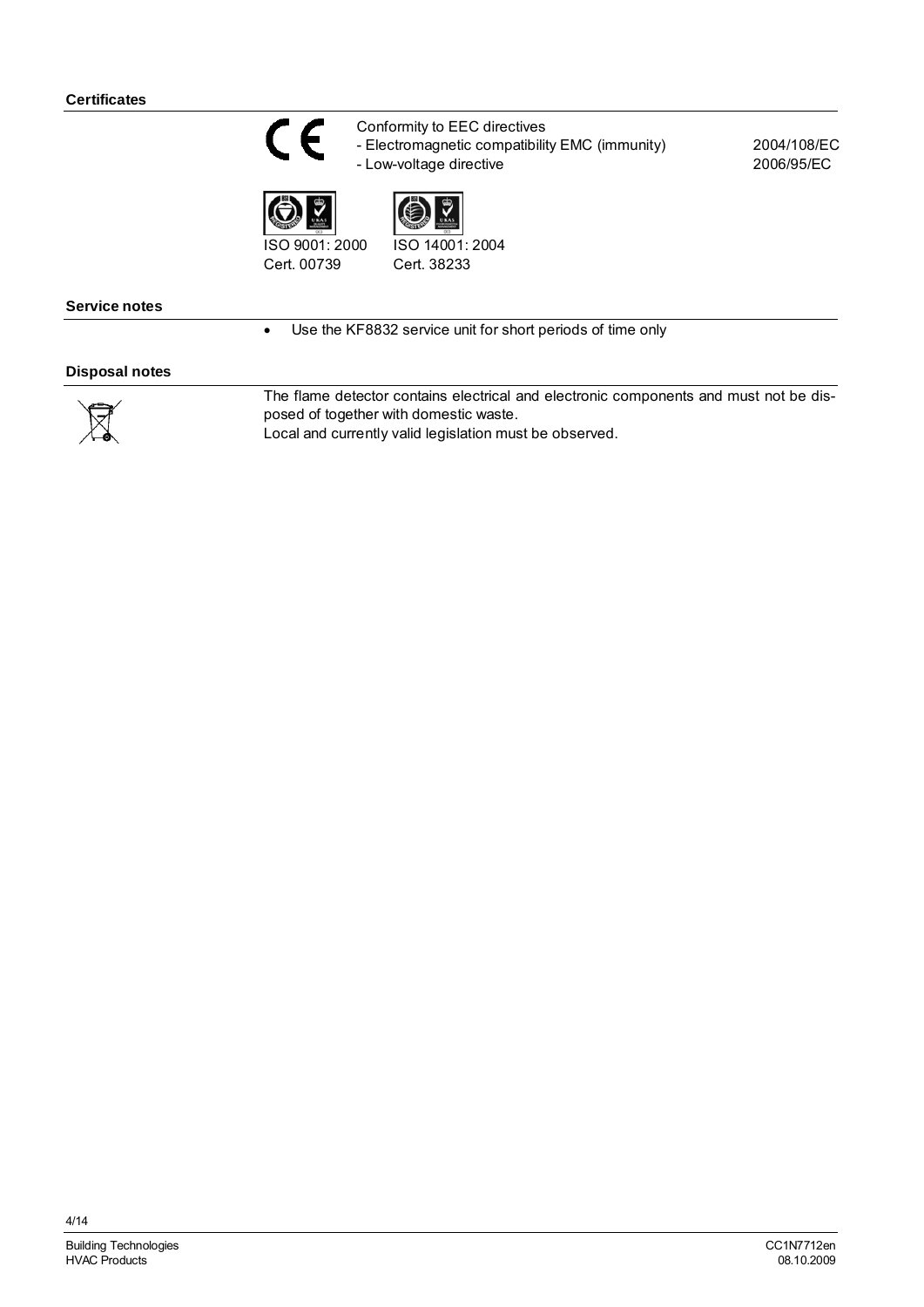### Certificates

Conformity to EEC directives

| | |
|---|---|
| - Electromagnetic compatibility EMC (immunity) | 2004/108/EC |
| - Low-voltage directive | 2006/95/EC |

ISO 9001: 2000
Cert. 00739

ISO 14001: 2004
Cert. 38233

### Service notes

- Use the KF8832 service unit for short periods of time only

### Disposal notes

The flame detector contains electrical and electronic components and must not be disposed of together with domestic waste.
Local and currently valid legislation must be observed.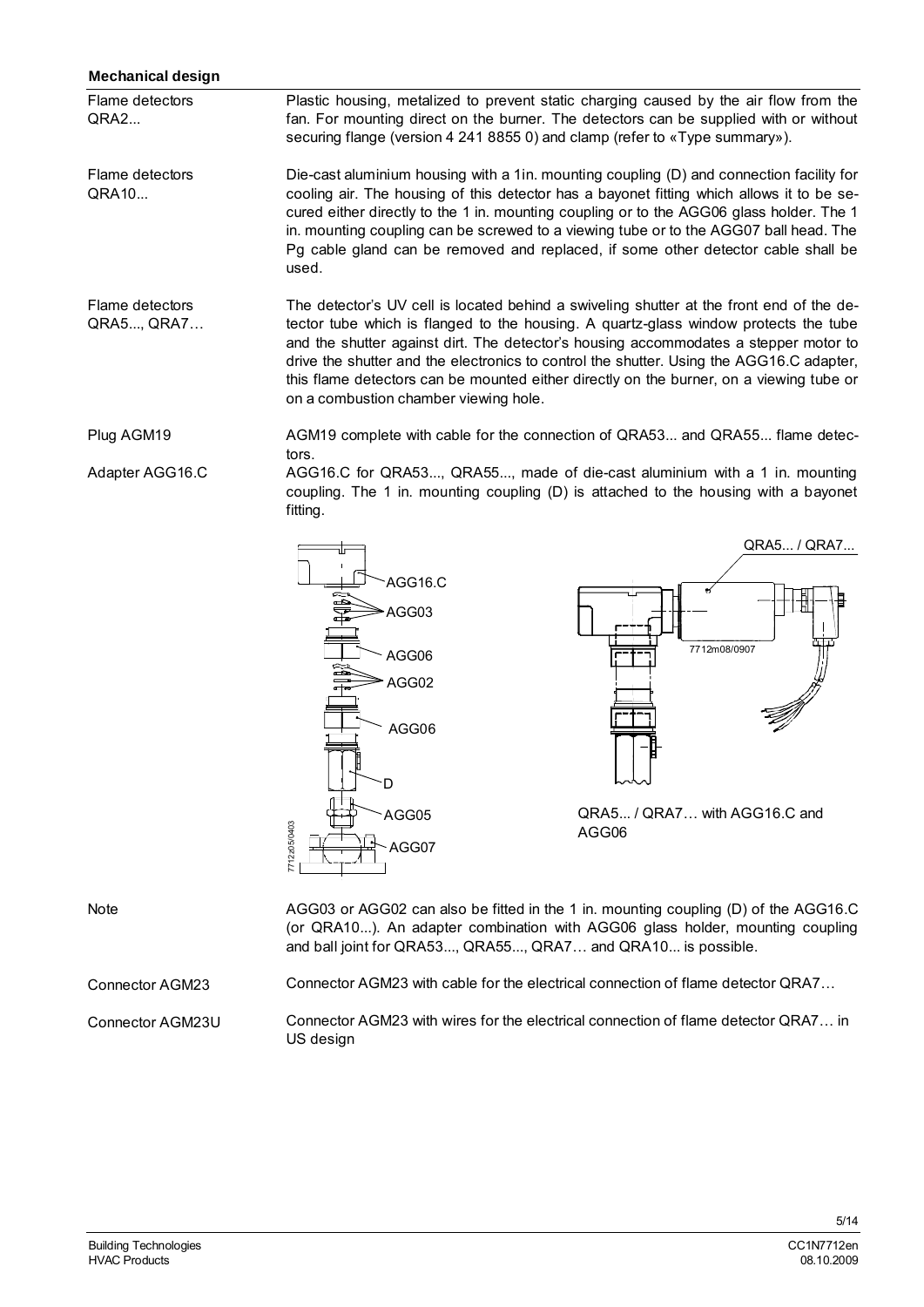### Mechanical design

**Flame detectors QRA2...**

Plastic housing, metalized to prevent static charging caused by the air flow from the fan. For mounting direct on the burner. The detectors can be supplied with or without securing flange (version 4 241 8855 0) and clamp (refer to «Type summary»).

**Flame detectors QRA10...**

Die-cast aluminium housing with a 1in. mounting coupling (D) and connection facility for cooling air. The housing of this detector has a bayonet fitting which allows it to be secured either directly to the 1 in. mounting coupling or to the AGG06 glass holder. The 1 in. mounting coupling can be screwed to a viewing tube or to the AGG07 ball head. The Pg cable gland can be removed and replaced, if some other detector cable shall be used.

**Flame detectors QRA5..., QRA7…**

The detector's UV cell is located behind a swiveling shutter at the front end of the detector tube which is flanged to the housing. A quartz-glass window protects the tube and the shutter against dirt. The detector's housing accommodates a stepper motor to drive the shutter and the electronics to control the shutter. Using the AGG16.C adapter, this flame detectors can be mounted either directly on the burner, on a viewing tube or on a combustion chamber viewing hole.

**Plug AGM19**

AGM19 complete with cable for the connection of QRA53... and QRA55... flame detectors.

**Adapter AGG16.C**

AGG16.C for QRA53..., QRA55..., made of die-cast aluminium with a 1 in. mounting coupling. The 1 in. mounting coupling (D) is attached to the housing with a bayonet fitting.

QRA5... / QRA7… with AGG16.C and AGG06

**Note**

AGG03 or AGG02 can also be fitted in the 1 in. mounting coupling (D) of the AGG16.C (or QRA10...). An adapter combination with AGG06 glass holder, mounting coupling and ball joint for QRA53..., QRA55..., QRA7… and QRA10... is possible.

**Connector AGM23**

Connector AGM23 with cable for the electrical connection of flame detector QRA7…

**Connector AGM23U**

Connector AGM23 with wires for the electrical connection of flame detector QRA7… in US design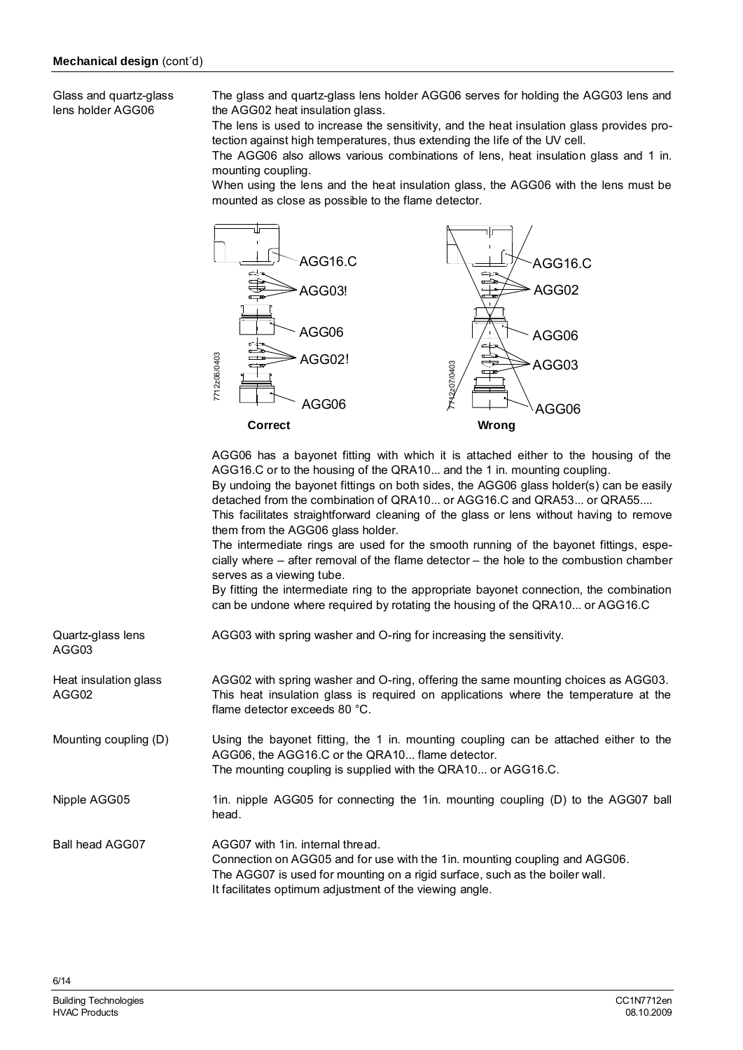**Mechanical design** (cont´d)

**Glass and quartz-glass lens holder AGG06**

The glass and quartz-glass lens holder AGG06 serves for holding the AGG03 lens and the AGG02 heat insulation glass.
The lens is used to increase the sensitivity, and the heat insulation glass provides protection against high temperatures, thus extending the life of the UV cell.
The AGG06 also allows various combinations of lens, heat insulation glass and 1 in. mounting coupling.
When using the lens and the heat insulation glass, the AGG06 with the lens must be mounted as close as possible to the flame detector.

AGG16.C
AGG03!
AGG06
AGG02!
AGG06
7712z06/0403
**Correct**

AGG16.C
AGG02
AGG06
AGG03
AGG06
7712z07/0403
**Wrong**

AGG06 has a bayonet fitting with which it is attached either to the housing of the AGG16.C or to the housing of the QRA10... and the 1 in. mounting coupling.
By undoing the bayonet fittings on both sides, the AGG06 glass holder(s) can be easily detached from the combination of QRA10... or AGG16.C and QRA53... or QRA55....
This facilitates straightforward cleaning of the glass or lens without having to remove them from the AGG06 glass holder.
The intermediate rings are used for the smooth running of the bayonet fittings, especially where – after removal of the flame detector – the hole to the combustion chamber serves as a viewing tube.
By fitting the intermediate ring to the appropriate bayonet connection, the combination can be undone where required by rotating the housing of the QRA10... or AGG16.C

**Quartz-glass lens AGG03**

AGG03 with spring washer and O-ring for increasing the sensitivity.

**Heat insulation glass AGG02**

AGG02 with spring washer and O-ring, offering the same mounting choices as AGG03.
This heat insulation glass is required on applications where the temperature at the flame detector exceeds 80 °C.

**Mounting coupling (D)**

Using the bayonet fitting, the 1 in. mounting coupling can be attached either to the AGG06, the AGG16.C or the QRA10... flame detector.
The mounting coupling is supplied with the QRA10... or AGG16.C.

**Nipple AGG05**

1in. nipple AGG05 for connecting the 1in. mounting coupling (D) to the AGG07 ball head.

**Ball head AGG07**

AGG07 with 1in. internal thread.
Connection on AGG05 and for use with the 1in. mounting coupling and AGG06.
The AGG07 is used for mounting on a rigid surface, such as the boiler wall.
It facilitates optimum adjustment of the viewing angle.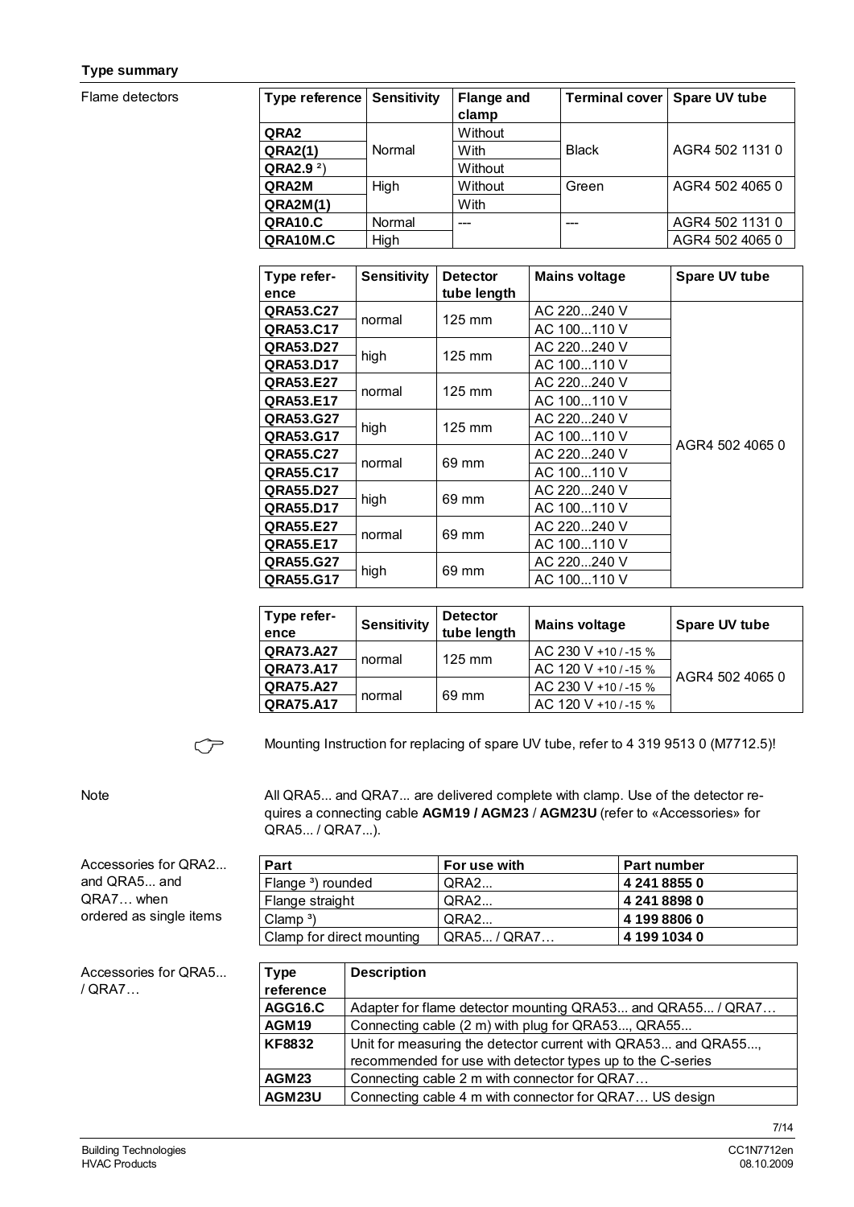## Type summary

Flame detectors

| Type reference | Sensitivity | Flange and clamp | Terminal cover | Spare UV tube |
|---|---|---|---|---|
| **QRA2** | Normal | Without | Black | AGR4 502 1131 0 |
| **QRA2(1)** | | With | | |
| **QRA2.9** ²) | | Without | | |
| **QRA2M** | High | Without | Green | AGR4 502 4065 0 |
| **QRA2M(1)** | | With | | |
| **QRA10.C** | Normal | --- | --- | AGR4 502 1131 0 |
| **QRA10M.C** | High | | | AGR4 502 4065 0 |

| Type reference | Sensitivity | Detector tube length | Mains voltage | Spare UV tube |
|---|---|---|---|---|
| **QRA53.C27** | normal | 125 mm | AC 220...240 V | AGR4 502 4065 0 |
| **QRA53.C17** | | | AC 100...110 V | |
| **QRA53.D27** | high | 125 mm | AC 220...240 V | |
| **QRA53.D17** | | | AC 100...110 V | |
| **QRA53.E27** | normal | 125 mm | AC 220...240 V | |
| **QRA53.E17** | | | AC 100...110 V | |
| **QRA53.G27** | high | 125 mm | AC 220...240 V | |
| **QRA53.G17** | | | AC 100...110 V | |
| **QRA55.C27** | normal | 69 mm | AC 220...240 V | |
| **QRA55.C17** | | | AC 100...110 V | |
| **QRA55.D27** | high | 69 mm | AC 220...240 V | |
| **QRA55.D17** | | | AC 100...110 V | |
| **QRA55.E27** | normal | 69 mm | AC 220...240 V | |
| **QRA55.E17** | | | AC 100...110 V | |
| **QRA55.G27** | high | 69 mm | AC 220...240 V | |
| **QRA55.G17** | | | AC 100...110 V | |

| Type reference | Sensitivity | Detector tube length | Mains voltage | Spare UV tube |
|---|---|---|---|---|
| **QRA73.A27** | normal | 125 mm | AC 230 V +10 / -15 % | AGR4 502 4065 0 |
| **QRA73.A17** | | | AC 120 V +10 / -15 % | |
| **QRA75.A27** | normal | 69 mm | AC 230 V +10 / -15 % | |
| **QRA75.A17** | | | AC 120 V +10 / -15 % | |

☞ Mounting Instruction for replacing of spare UV tube, refer to 4 319 9513 0 (M7712.5)!

Note

All QRA5... and QRA7... are delivered complete with clamp. Use of the detector requires a connecting cable **AGM19 / AGM23** / **AGM23U** (refer to «Accessories» for QRA5... / QRA7...).

Accessories for QRA2... and QRA5... and QRA7… when ordered as single items

| Part | For use with | Part number |
|---|---|---|
| Flange ³) rounded | QRA2... | **4 241 8855 0** |
| Flange straight | QRA2... | **4 241 8898 0** |
| Clamp ³) | QRA2... | **4 199 8806 0** |
| Clamp for direct mounting | QRA5... / QRA7… | **4 199 1034 0** |

Accessories for QRA5... / QRA7…

| Type reference | Description |
|---|---|
| **AGG16.C** | Adapter for flame detector mounting QRA53... and QRA55... / QRA7… |
| **AGM19** | Connecting cable (2 m) with plug for QRA53..., QRA55... |
| **KF8832** | Unit for measuring the detector current with QRA53... and QRA55..., recommended for use with detector types up to the C-series |
| **AGM23** | Connecting cable 2 m with connector for QRA7… |
| **AGM23U** | Connecting cable 4 m with connector for QRA7… US design |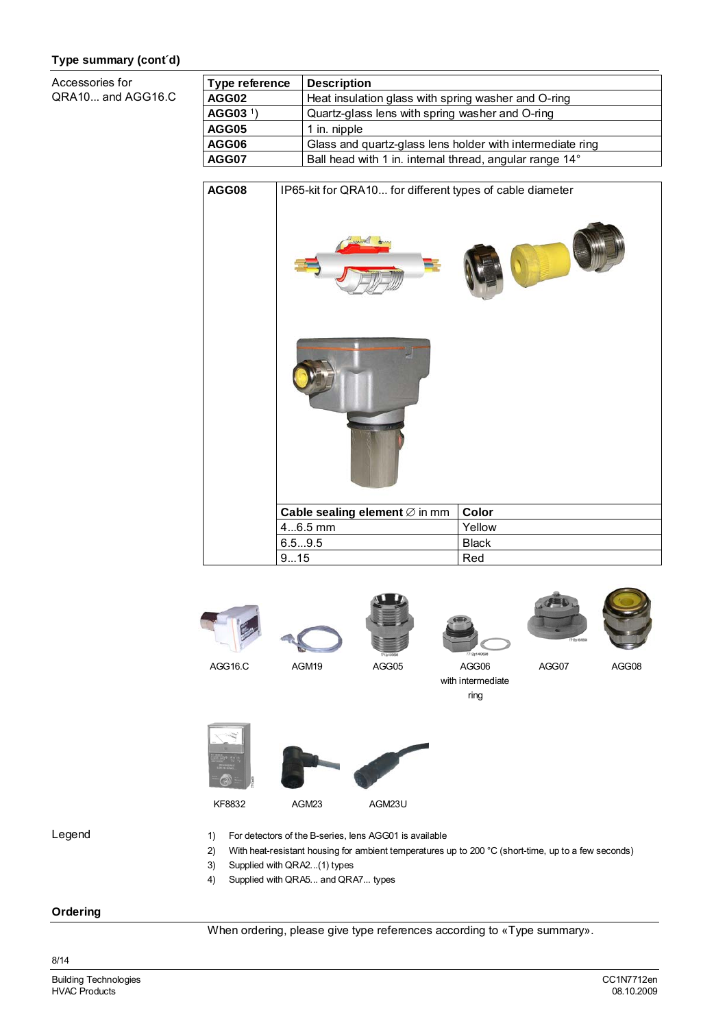## Type summary (cont´d)

Accessories for QRA10... and AGG16.C

| Type reference | Description |
|---|---|
| **AGG02** | Heat insulation glass with spring washer and O-ring |
| **AGG03** 1) | Quartz-glass lens with spring washer and O-ring |
| **AGG05** | 1 in. nipple |
| **AGG06** | Glass and quartz-glass lens holder with intermediate ring |
| **AGG07** | Ball head with 1 in. internal thread, angular range 14° |

**AGG08** IP65-kit for QRA10... for different types of cable diameter

| Cable sealing element ∅ in mm | Color |
|---|---|
| 4...6.5 mm | Yellow |
| 6.5...9.5 | Black |
| 9...15 | Red |

AGG16.C AGM19 AGG05 AGG06 with intermediate ring AGG07 AGG08

KF8832 AGM23 AGM23U

Legend

1) For detectors of the B-series, lens AGG01 is available
2) With heat-resistant housing for ambient temperatures up to 200 °C (short-time, up to a few seconds)
3) Supplied with QRA2...(1) types
4) Supplied with QRA5... and QRA7... types

## Ordering

When ordering, please give type references according to «Type summary».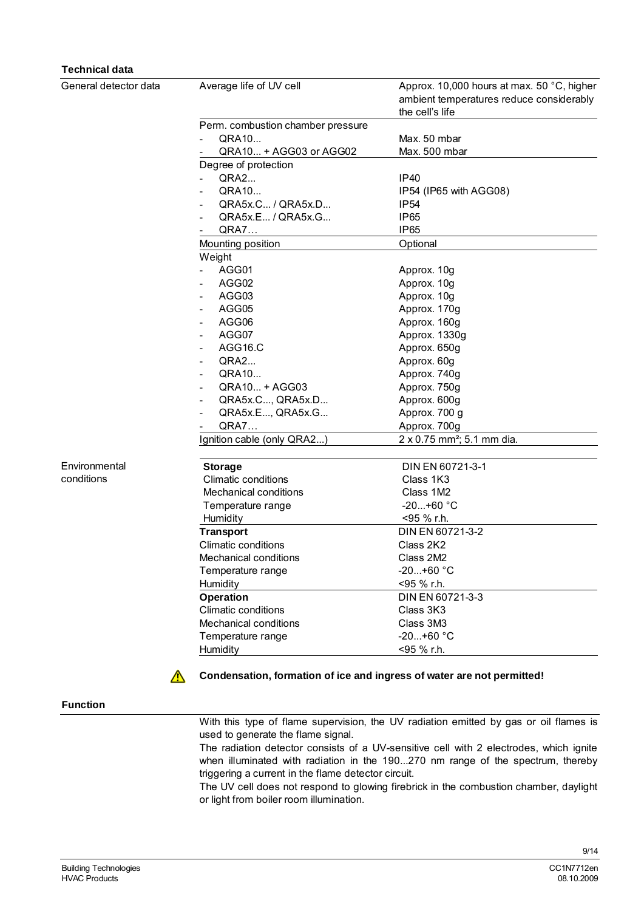## Technical data

| General detector data | | |
|---|---|---|
| | Average life of UV cell | Approx. 10,000 hours at max. 50 °C, higher ambient temperatures reduce considerably the cell's life |
| | Perm. combustion chamber pressure | |
| | - QRA10... | Max. 50 mbar |
| | - QRA10... + AGG03 or AGG02 | Max. 500 mbar |
| | Degree of protection | |
| | - QRA2... | IP40 |
| | - QRA10... | IP54 (IP65 with AGG08) |
| | - QRA5x.C... / QRA5x.D... | IP54 |
| | - QRA5x.E... / QRA5x.G... | IP65 |
| | - QRA7… | IP65 |
| | Mounting position | Optional |
| | Weight | |
| | - AGG01 | Approx. 10g |
| | - AGG02 | Approx. 10g |
| | - AGG03 | Approx. 10g |
| | - AGG05 | Approx. 170g |
| | - AGG06 | Approx. 160g |
| | - AGG07 | Approx. 1330g |
| | - AGG16.C | Approx. 650g |
| | - QRA2... | Approx. 60g |
| | - QRA10... | Approx. 740g |
| | - QRA10... + AGG03 | Approx. 750g |
| | - QRA5x.C..., QRA5x.D... | Approx. 600g |
| | - QRA5x.E..., QRA5x.G... | Approx. 700 g |
| | - QRA7… | Approx. 700g |
| | Ignition cable (only QRA2...) | 2 x 0.75 mm²; 5.1 mm dia. |

| Environmental conditions | | |
|---|---|---|
| | **Storage** | DIN EN 60721-3-1 |
| | Climatic conditions | Class 1K3 |
| | Mechanical conditions | Class 1M2 |
| | Temperature range | -20...+60 °C |
| | Humidity | <95 % r.h. |
| | **Transport** | DIN EN 60721-3-2 |
| | Climatic conditions | Class 2K2 |
| | Mechanical conditions | Class 2M2 |
| | Temperature range | -20...+60 °C |
| | Humidity | <95 % r.h. |
| | **Operation** | DIN EN 60721-3-3 |
| | Climatic conditions | Class 3K3 |
| | Mechanical conditions | Class 3M3 |
| | Temperature range | -20...+60 °C |
| | Humidity | <95 % r.h. |

⚠ **Condensation, formation of ice and ingress of water are not permitted!**

## Function

With this type of flame supervision, the UV radiation emitted by gas or oil flames is used to generate the flame signal.

The radiation detector consists of a UV-sensitive cell with 2 electrodes, which ignite when illuminated with radiation in the 190...270 nm range of the spectrum, thereby triggering a current in the flame detector circuit.

The UV cell does not respond to glowing firebrick in the combustion chamber, daylight or light from boiler room illumination.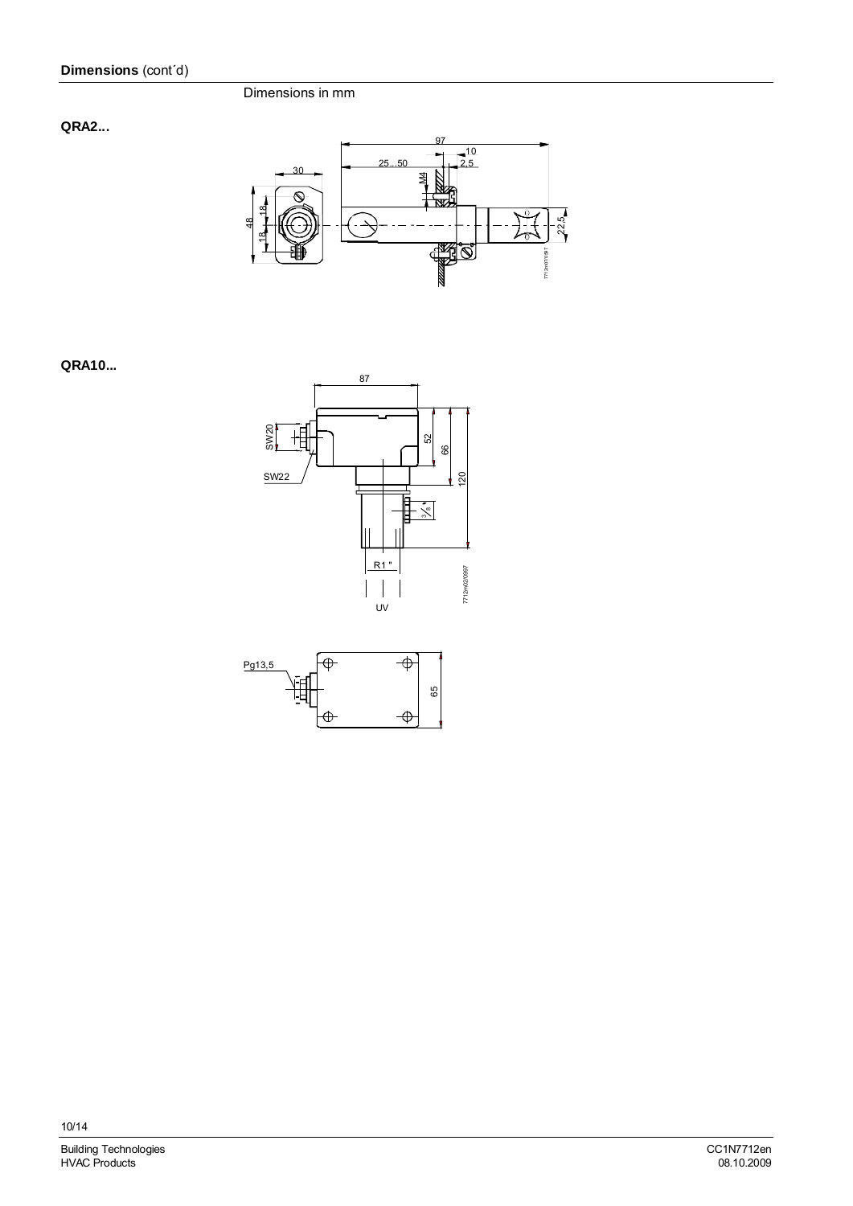**Dimensions** (cont´d)

Dimensions in mm

**QRA2...**

**QRA10...**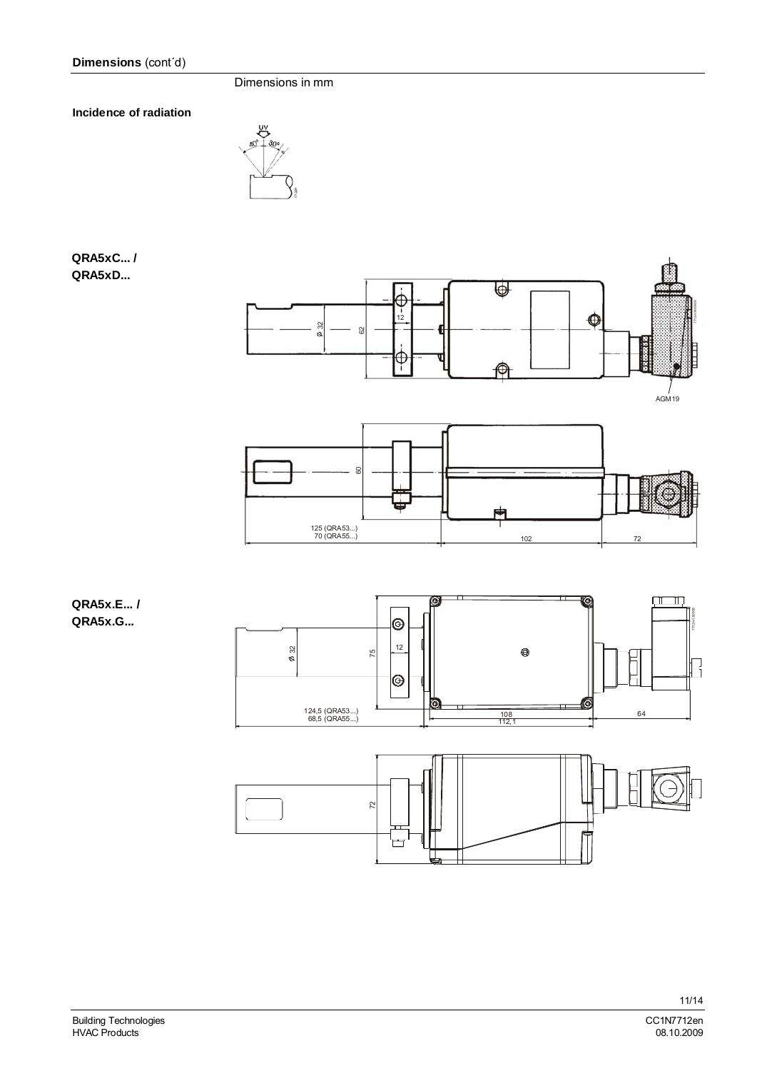**Dimensions** (cont´d)

Dimensions in mm

**Incidence of radiation**

**QRA5xC... / QRA5xD...**

**QRA5x.E... / QRA5x.G...**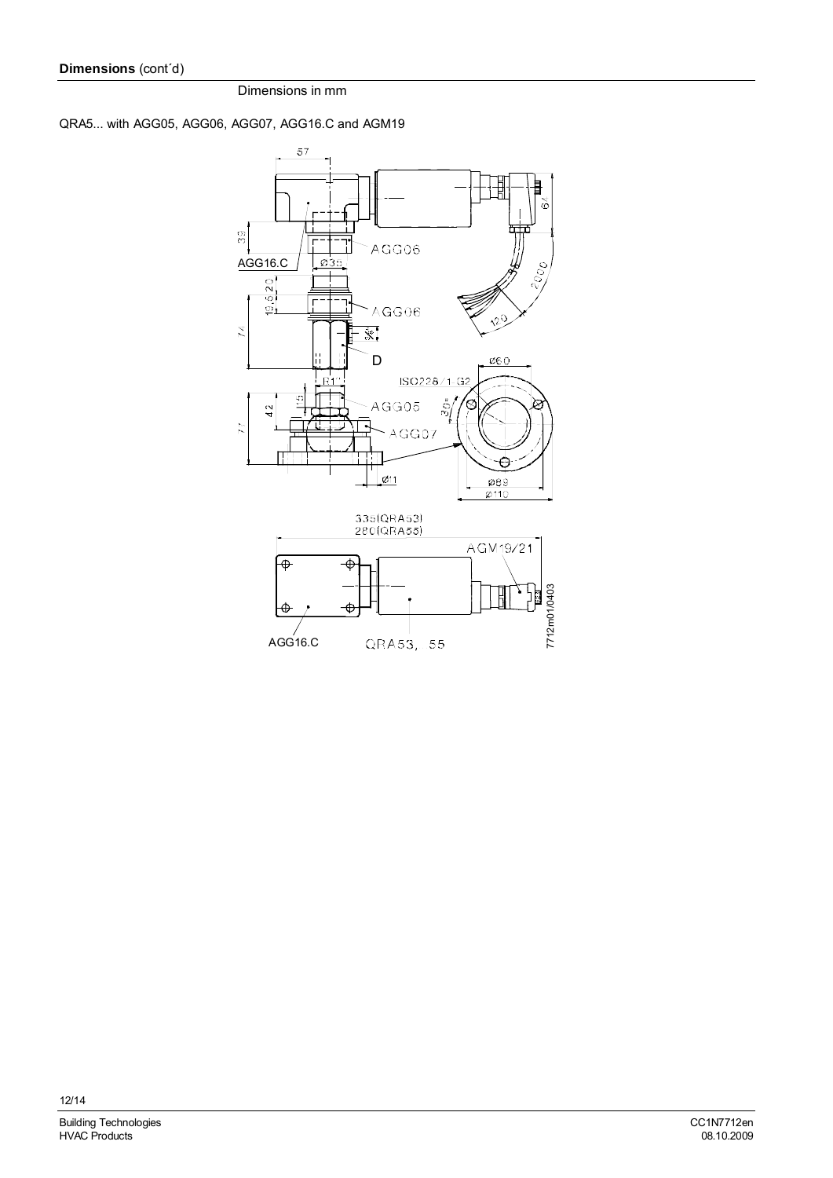**Dimensions** (cont´d)

Dimensions in mm

QRA5... with AGG05, AGG06, AGG07, AGG16.C and AGM19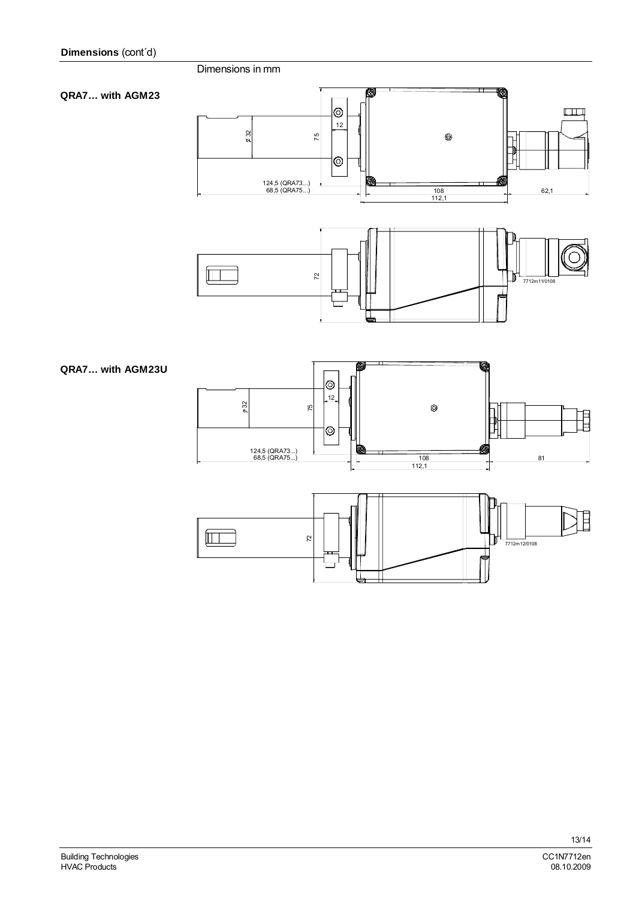**Dimensions** (cont´d)

Dimensions in mm

**QRA7… with AGM23**

**QRA7… with AGM23U**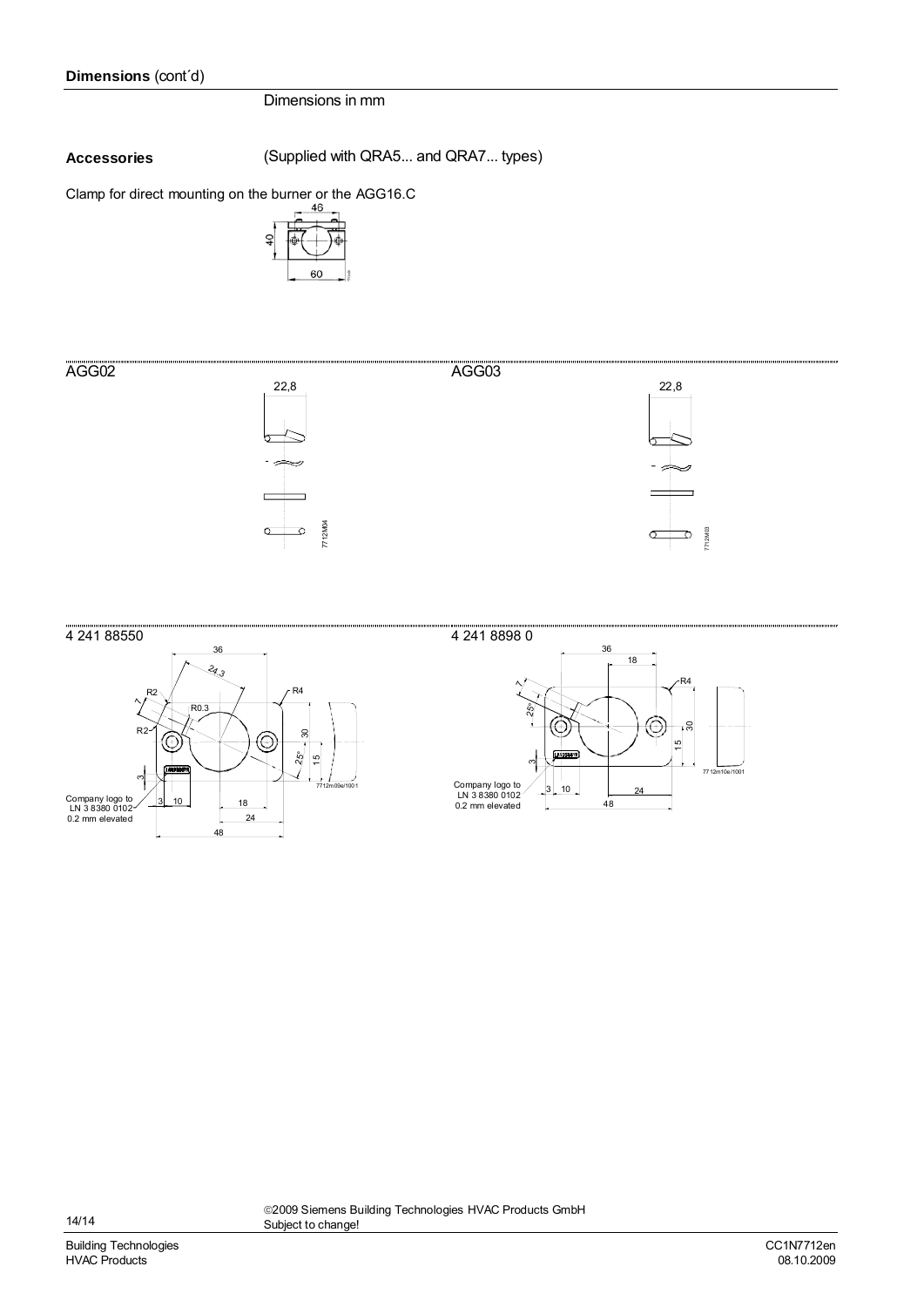**Dimensions** (cont´d)

Dimensions in mm

**Accessories** (Supplied with QRA5... and QRA7... types)

Clamp for direct mounting on the burner or the AGG16.C

46

40

60

AGG02

22,8

7712M04

AGG03

22,8

7712M03

4 241 88550

36

24,3

R2

7

R0.3

R4

R2

30

25°

15

3

Company logo to LN 3 8380 0102 0.2 mm elevated

3 10

18

24

48

7712m09e/1001

4 241 8898 0

36

18

7

25°

R4

30

15

3

Company logo to LN 3 8380 0102 0.2 mm elevated

3 10

24

48

7712m10e/1001

©2009 Siemens Building Technologies HVAC Products GmbH
Subject to change!